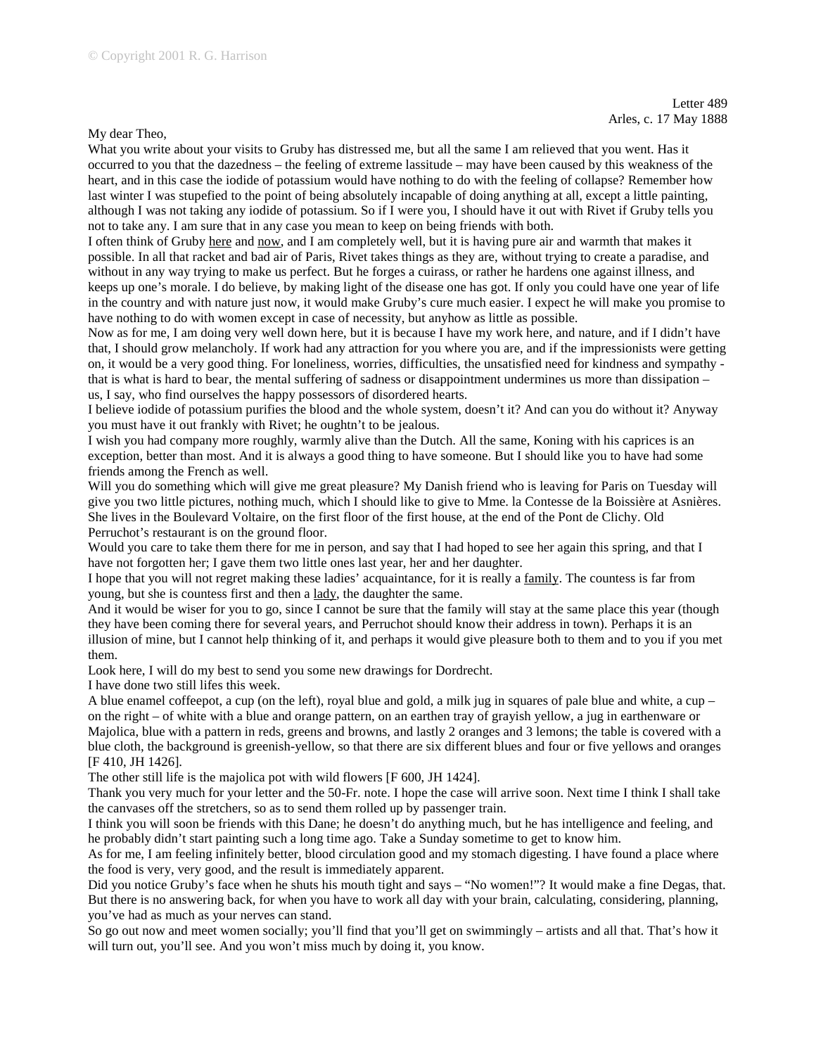Letter 489
Arles, c. 17 May 1888

My dear Theo,

What you write about your visits to Gruby has distressed me, but all the same I am relieved that you went. Has it occurred to you that the dazedness – the feeling of extreme lassitude – may have been caused by this weakness of the heart, and in this case the iodide of potassium would have nothing to do with the feeling of collapse? Remember how last winter I was stupefied to the point of being absolutely incapable of doing anything at all, except a little painting, although I was not taking any iodide of potassium. So if I were you, I should have it out with Rivet if Gruby tells you not to take any. I am sure that in any case you mean to keep on being friends with both.

I often think of Gruby here and now, and I am completely well, but it is having pure air and warmth that makes it possible. In all that racket and bad air of Paris, Rivet takes things as they are, without trying to create a paradise, and without in any way trying to make us perfect. But he forges a cuirass, or rather he hardens one against illness, and keeps up one's morale. I do believe, by making light of the disease one has got. If only you could have one year of life in the country and with nature just now, it would make Gruby's cure much easier. I expect he will make you promise to have nothing to do with women except in case of necessity, but anyhow as little as possible.

Now as for me, I am doing very well down here, but it is because I have my work here, and nature, and if I didn't have that, I should grow melancholy. If work had any attraction for you where you are, and if the impressionists were getting on, it would be a very good thing. For loneliness, worries, difficulties, the unsatisfied need for kindness and sympathy - that is what is hard to bear, the mental suffering of sadness or disappointment undermines us more than dissipation – us, I say, who find ourselves the happy possessors of disordered hearts.

I believe iodide of potassium purifies the blood and the whole system, doesn't it? And can you do without it? Anyway you must have it out frankly with Rivet; he oughtn't to be jealous.

I wish you had company more roughly, warmly alive than the Dutch. All the same, Koning with his caprices is an exception, better than most. And it is always a good thing to have someone. But I should like you to have had some friends among the French as well.

Will you do something which will give me great pleasure? My Danish friend who is leaving for Paris on Tuesday will give you two little pictures, nothing much, which I should like to give to Mme. la Contesse de la Boissière at Asnières. She lives in the Boulevard Voltaire, on the first floor of the first house, at the end of the Pont de Clichy. Old Perruchot's restaurant is on the ground floor.

Would you care to take them there for me in person, and say that I had hoped to see her again this spring, and that I have not forgotten her; I gave them two little ones last year, her and her daughter.

I hope that you will not regret making these ladies' acquaintance, for it is really a family. The countess is far from young, but she is countess first and then a lady, the daughter the same.

And it would be wiser for you to go, since I cannot be sure that the family will stay at the same place this year (though they have been coming there for several years, and Perruchot should know their address in town). Perhaps it is an illusion of mine, but I cannot help thinking of it, and perhaps it would give pleasure both to them and to you if you met them.

Look here, I will do my best to send you some new drawings for Dordrecht.

I have done two still lifes this week.

A blue enamel coffeepot, a cup (on the left), royal blue and gold, a milk jug in squares of pale blue and white, a cup – on the right – of white with a blue and orange pattern, on an earthen tray of grayish yellow, a jug in earthenware or Majolica, blue with a pattern in reds, greens and browns, and lastly 2 oranges and 3 lemons; the table is covered with a blue cloth, the background is greenish-yellow, so that there are six different blues and four or five yellows and oranges [F 410, JH 1426].

The other still life is the majolica pot with wild flowers [F 600, JH 1424].

Thank you very much for your letter and the 50-Fr. note. I hope the case will arrive soon. Next time I think I shall take the canvases off the stretchers, so as to send them rolled up by passenger train.

I think you will soon be friends with this Dane; he doesn't do anything much, but he has intelligence and feeling, and he probably didn't start painting such a long time ago. Take a Sunday sometime to get to know him.

As for me, I am feeling infinitely better, blood circulation good and my stomach digesting. I have found a place where the food is very, very good, and the result is immediately apparent.

Did you notice Gruby's face when he shuts his mouth tight and says – "No women!"? It would make a fine Degas, that. But there is no answering back, for when you have to work all day with your brain, calculating, considering, planning, you've had as much as your nerves can stand.

So go out now and meet women socially; you'll find that you'll get on swimmingly – artists and all that. That's how it will turn out, you'll see. And you won't miss much by doing it, you know.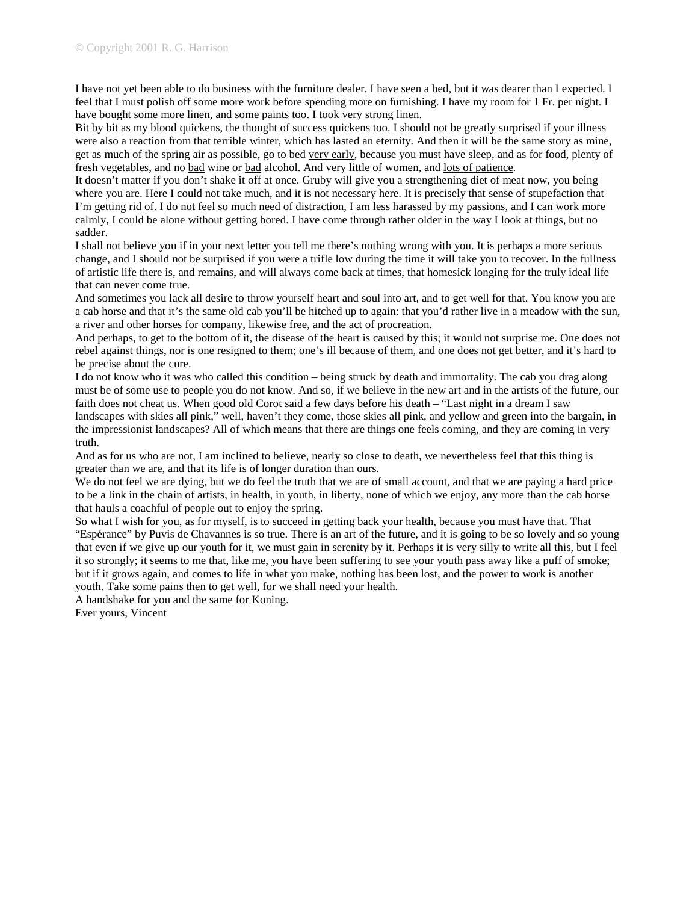I have not yet been able to do business with the furniture dealer. I have seen a bed, but it was dearer than I expected. I feel that I must polish off some more work before spending more on furnishing. I have my room for 1 Fr. per night. I have bought some more linen, and some paints too. I took very strong linen.

Bit by bit as my blood quickens, the thought of success quickens too. I should not be greatly surprised if your illness were also a reaction from that terrible winter, which has lasted an eternity. And then it will be the same story as mine, get as much of the spring air as possible, go to bed <u>very early</u>, because you must have sleep, and as for food, plenty of fresh vegetables, and no <u>bad</u> wine or <u>bad</u> alcohol. And very little of women, and <u>lots of patience</u>.

It doesn't matter if you don't shake it off at once. Gruby will give you a strengthening diet of meat now, you being where you are. Here I could not take much, and it is not necessary here. It is precisely that sense of stupefaction that I'm getting rid of. I do not feel so much need of distraction, I am less harassed by my passions, and I can work more calmly, I could be alone without getting bored. I have come through rather older in the way I look at things, but no sadder.

I shall not believe you if in your next letter you tell me there's nothing wrong with you. It is perhaps a more serious change, and I should not be surprised if you were a trifle low during the time it will take you to recover. In the fullness of artistic life there is, and remains, and will always come back at times, that homesick longing for the truly ideal life that can never come true.

And sometimes you lack all desire to throw yourself heart and soul into art, and to get well for that. You know you are a cab horse and that it's the same old cab you'll be hitched up to again: that you'd rather live in a meadow with the sun, a river and other horses for company, likewise free, and the act of procreation.

And perhaps, to get to the bottom of it, the disease of the heart is caused by this; it would not surprise me. One does not rebel against things, nor is one resigned to them; one's ill because of them, and one does not get better, and it's hard to be precise about the cure.

I do not know who it was who called this condition – being struck by death and immortality. The cab you drag along must be of some use to people you do not know. And so, if we believe in the new art and in the artists of the future, our faith does not cheat us. When good old Corot said a few days before his death – "Last night in a dream I saw landscapes with skies all pink," well, haven't they come, those skies all pink, and yellow and green into the bargain, in the impressionist landscapes? All of which means that there are things one feels coming, and they are coming in very truth.

And as for us who are not, I am inclined to believe, nearly so close to death, we nevertheless feel that this thing is greater than we are, and that its life is of longer duration than ours.

We do not feel we are dying, but we do feel the truth that we are of small account, and that we are paying a hard price to be a link in the chain of artists, in health, in youth, in liberty, none of which we enjoy, any more than the cab horse that hauls a coachful of people out to enjoy the spring.

So what I wish for you, as for myself, is to succeed in getting back your health, because you must have that. That "Espérance" by Puvis de Chavannes is so true. There is an art of the future, and it is going to be so lovely and so young that even if we give up our youth for it, we must gain in serenity by it. Perhaps it is very silly to write all this, but I feel it so strongly; it seems to me that, like me, you have been suffering to see your youth pass away like a puff of smoke; but if it grows again, and comes to life in what you make, nothing has been lost, and the power to work is another youth. Take some pains then to get well, for we shall need your health.

A handshake for you and the same for Koning.

Ever yours, Vincent